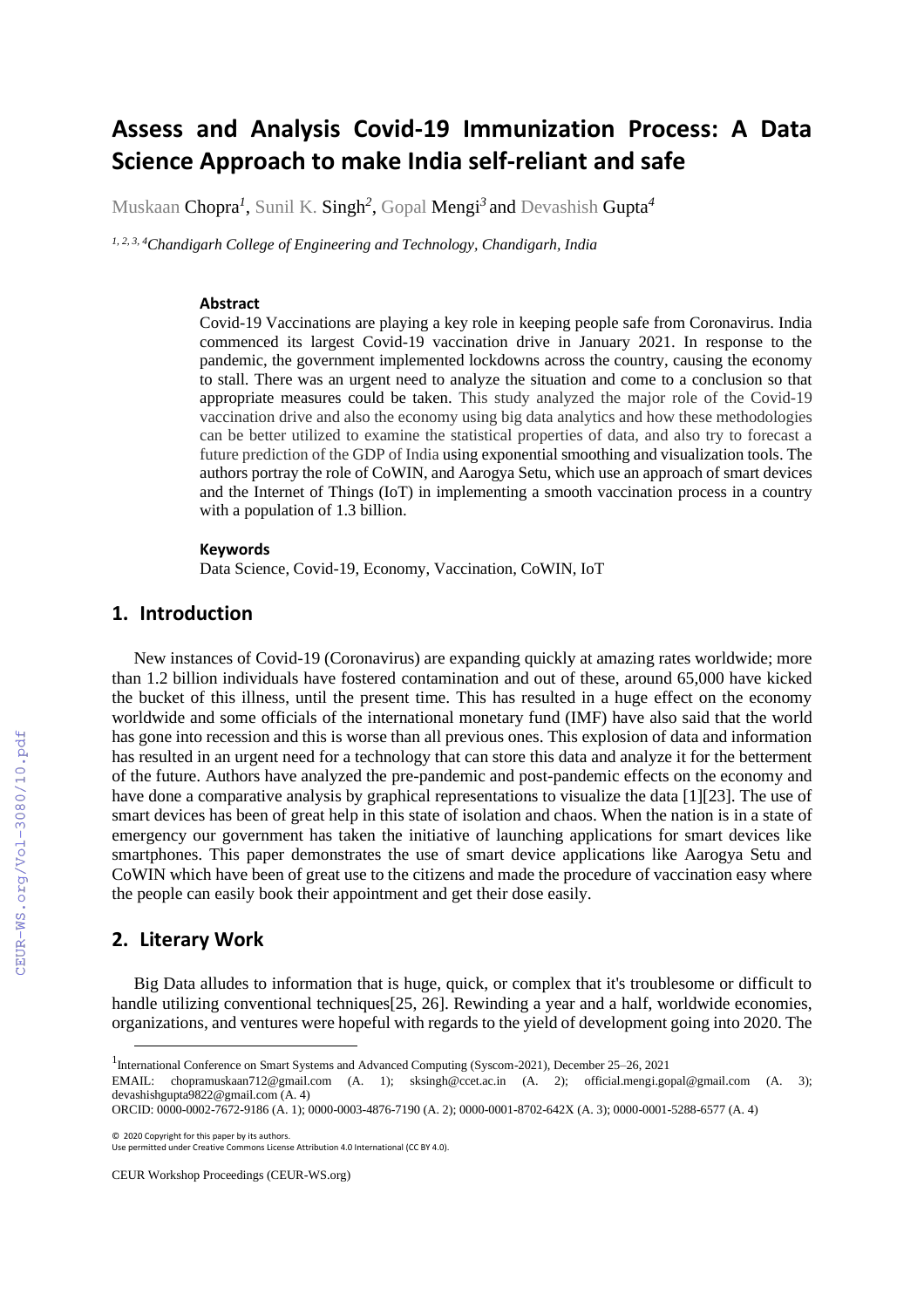# Assess and Analysis Covid-19 Immunization Process: A Data Science Approach to make India self-reliant and safe

Muskaan Chopra[1], Sunil K. Singh[2], Gopal Mengi[3] and Devashish Gupta[4]

[1, 2, 3, 4] *Chandigarh College of Engineering and Technology, Chandigarh, India*

### Abstract

Covid-19 Vaccinations are playing a key role in keeping people safe from Coronavirus. India commenced its largest Covid-19 vaccination drive in January 2021. In response to the pandemic, the government implemented lockdowns across the country, causing the economy to stall. There was an urgent need to analyze the situation and come to a conclusion so that appropriate measures could be taken. This study analyzed the major role of the Covid-19 vaccination drive and also the economy using big data analytics and how these methodologies can be better utilized to examine the statistical properties of data, and also try to forecast a future prediction of the GDP of India using exponential smoothing and visualization tools. The authors portray the role of CoWIN, and Aarogya Setu, which use an approach of smart devices and the Internet of Things (IoT) in implementing a smooth vaccination process in a country with a population of 1.3 billion.

### Keywords

Data Science, Covid-19, Economy, Vaccination, CoWIN, IoT

## 1. Introduction

New instances of Covid-19 (Coronavirus) are expanding quickly at amazing rates worldwide; more than 1.2 billion individuals have fostered contamination and out of these, around 65,000 have kicked the bucket of this illness, until the present time. This has resulted in a huge effect on the economy worldwide and some officials of the international monetary fund (IMF) have also said that the world has gone into recession and this is worse than all previous ones. This explosion of data and information has resulted in an urgent need for a technology that can store this data and analyze it for the betterment of the future. Authors have analyzed the pre-pandemic and post-pandemic effects on the economy and have done a comparative analysis by graphical representations to visualize the data [1][23]. The use of smart devices has been of great help in this state of isolation and chaos. When the nation is in a state of emergency our government has taken the initiative of launching applications for smart devices like smartphones. This paper demonstrates the use of smart device applications like Aarogya Setu and CoWIN which have been of great use to the citizens and made the procedure of vaccination easy where the people can easily book their appointment and get their dose easily.

## 2. Literary Work

Big Data alludes to information that is huge, quick, or complex that it's troublesome or difficult to handle utilizing conventional techniques[25, 26]. Rewinding a year and a half, worldwide economies, organizations, and ventures were hopeful with regards to the yield of development going into 2020. The

---

[1] International Conference on Smart Systems and Advanced Computing (Syscom-2021), December 25–26, 2021

EMAIL: chopramuskaan712@gmail.com (A. 1); sksingh@ccet.ac.in (A. 2); official.mengi.gopal@gmail.com (A. 3); devashishgupta9822@gmail.com (A. 4)

ORCID: 0000-0002-7672-9186 (A. 1); 0000-0003-4876-7190 (A. 2); 0000-0001-8702-642X (A. 3); 0000-0001-5288-6577 (A. 4)

© 2020 Copyright for this paper by its authors.
Use permitted under Creative Commons License Attribution 4.0 International (CC BY 4.0).

CEUR Workshop Proceedings (CEUR-WS.org)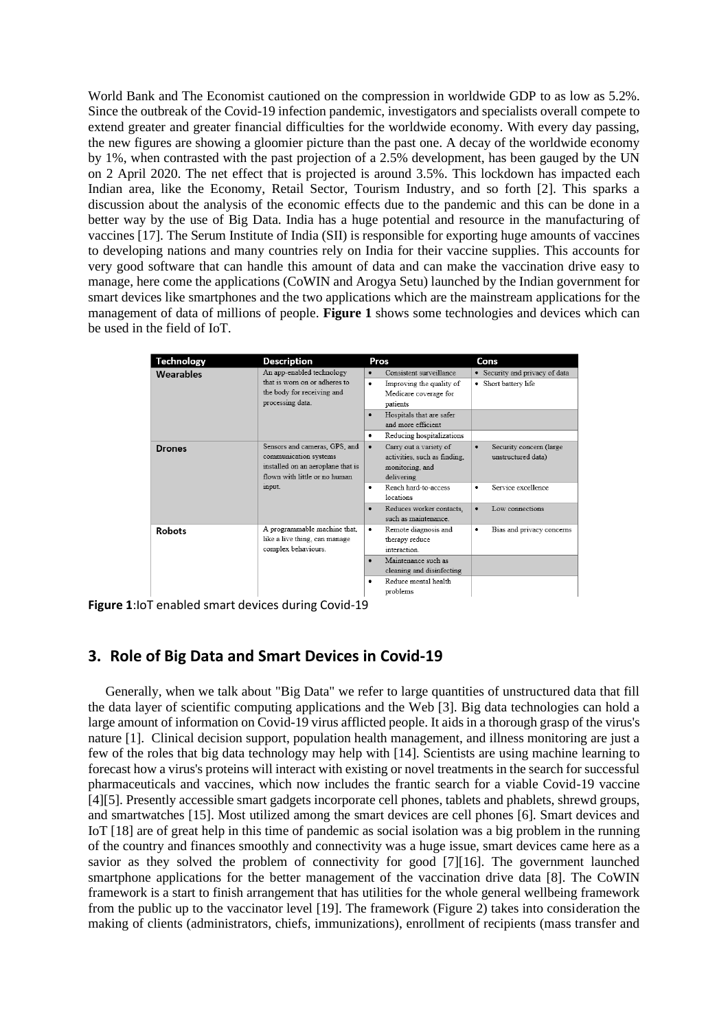World Bank and The Economist cautioned on the compression in worldwide GDP to as low as 5.2%. Since the outbreak of the Covid-19 infection pandemic, investigators and specialists overall compete to extend greater and greater financial difficulties for the worldwide economy. With every day passing, the new figures are showing a gloomier picture than the past one. A decay of the worldwide economy by 1%, when contrasted with the past projection of a 2.5% development, has been gauged by the UN on 2 April 2020. The net effect that is projected is around 3.5%. This lockdown has impacted each Indian area, like the Economy, Retail Sector, Tourism Industry, and so forth [2]. This sparks a discussion about the analysis of the economic effects due to the pandemic and this can be done in a better way by the use of Big Data. India has a huge potential and resource in the manufacturing of vaccines [17]. The Serum Institute of India (SII) is responsible for exporting huge amounts of vaccines to developing nations and many countries rely on India for their vaccine supplies. This accounts for very good software that can handle this amount of data and can make the vaccination drive easy to manage, here come the applications (CoWIN and Arogya Setu) launched by the Indian government for smart devices like smartphones and the two applications which are the mainstream applications for the management of data of millions of people. **Figure 1** shows some technologies and devices which can be used in the field of IoT.

| Technology | Description | Pros | Cons |
|---|---|---|---|
| **Wearables** | An app-enabled technology that is worn on or adheres to the body for receiving and processing data. | • Consistent surveillance | • Security and privacy of data |
| | | • Improving the quality of Medicare coverage for patients | • Short battery life |
| | | • Hospitals that are safer and more efficient | |
| | | • Reducing hospitalizations | |
| **Drones** | Sensors and cameras, GPS, and communication systems installed on an aeroplane that is flown with little or no human input. | • Carry out a variety of activities, such as finding, monitoring, and delivering | • Security concern (large unstructured data) |
| | | • Reach hard-to-access locations | • Service excellence |
| | | • Reduces worker contacts, such as maintenance. | • Low connections |
| **Robots** | A programmable machine that, like a live thing, can manage complex behaviours. | • Remote diagnosis and therapy reduce interaction. | • Bias and privacy concerns |
| | | • Maintenance such as cleaning and disinfecting | |
| | | • Reduce mental health problems | |

**Figure 1**:IoT enabled smart devices during Covid-19

## 3. Role of Big Data and Smart Devices in Covid-19

Generally, when we talk about "Big Data" we refer to large quantities of unstructured data that fill the data layer of scientific computing applications and the Web [3]. Big data technologies can hold a large amount of information on Covid-19 virus afflicted people. It aids in a thorough grasp of the virus's nature [1]. Clinical decision support, population health management, and illness monitoring are just a few of the roles that big data technology may help with [14]. Scientists are using machine learning to forecast how a virus's proteins will interact with existing or novel treatments in the search for successful pharmaceuticals and vaccines, which now includes the frantic search for a viable Covid-19 vaccine [4][5]. Presently accessible smart gadgets incorporate cell phones, tablets and phablets, shrewd groups, and smartwatches [15]. Most utilized among the smart devices are cell phones [6]. Smart devices and IoT [18] are of great help in this time of pandemic as social isolation was a big problem in the running of the country and finances smoothly and connectivity was a huge issue, smart devices came here as a savior as they solved the problem of connectivity for good [7][16]. The government launched smartphone applications for the better management of the vaccination drive data [8]. The CoWIN framework is a start to finish arrangement that has utilities for the whole general wellbeing framework from the public up to the vaccinator level [19]. The framework (Figure 2) takes into consideration the making of clients (administrators, chiefs, immunizations), enrollment of recipients (mass transfer and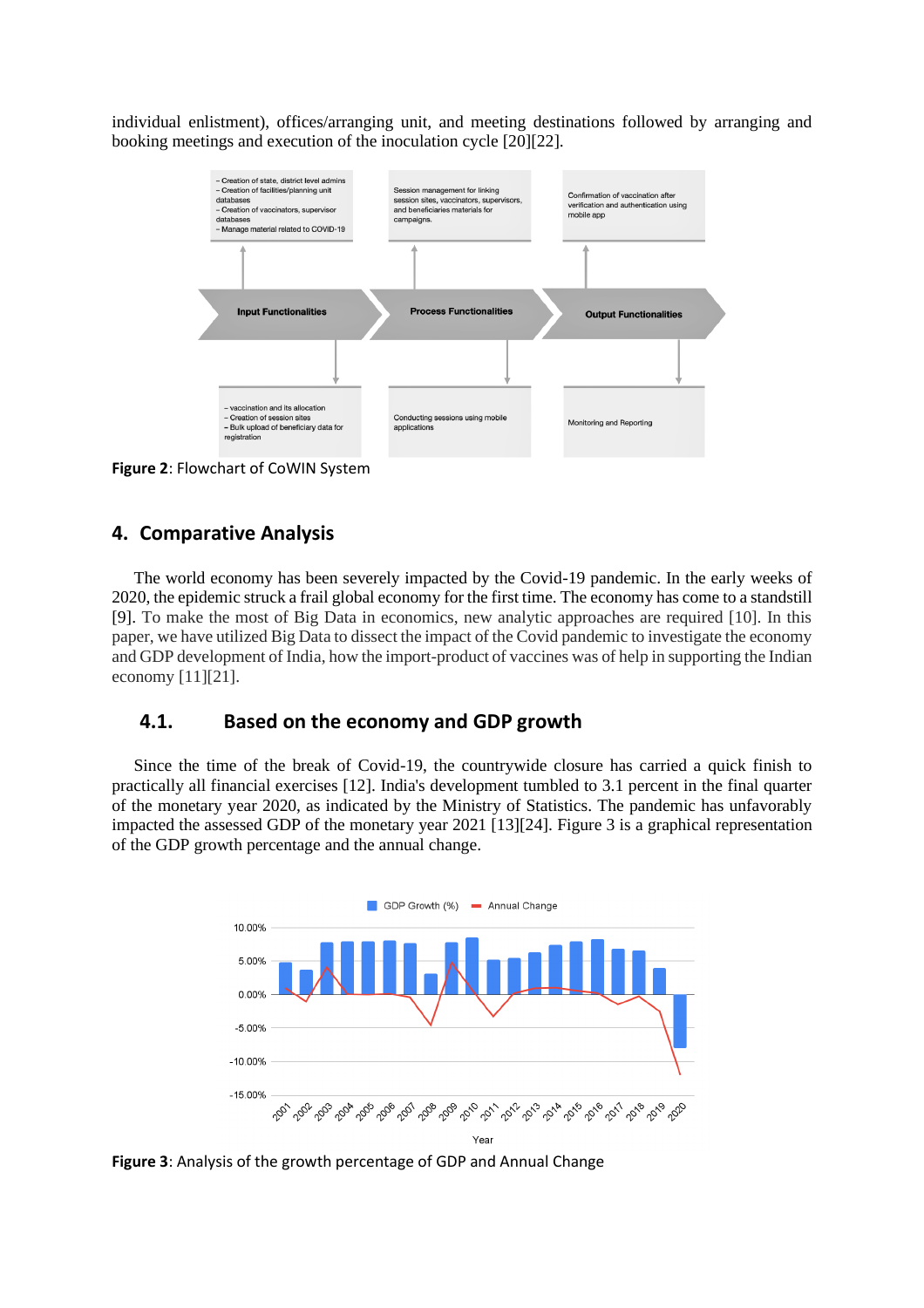individual enlistment), offices/arranging unit, and meeting destinations followed by arranging and booking meetings and execution of the inoculation cycle [20][22].

**Figure 2**: Flowchart of CoWIN System

## 4. Comparative Analysis

The world economy has been severely impacted by the Covid-19 pandemic. In the early weeks of 2020, the epidemic struck a frail global economy for the first time. The economy has come to a standstill [9]. To make the most of Big Data in economics, new analytic approaches are required [10]. In this paper, we have utilized Big Data to dissect the impact of the Covid pandemic to investigate the economy and GDP development of India, how the import-product of vaccines was of help in supporting the Indian economy [11][21].

### 4.1. Based on the economy and GDP growth

Since the time of the break of Covid-19, the countrywide closure has carried a quick finish to practically all financial exercises [12]. India's development tumbled to 3.1 percent in the final quarter of the monetary year 2020, as indicated by the Ministry of Statistics. The pandemic has unfavorably impacted the assessed GDP of the monetary year 2021 [13][24]. Figure 3 is a graphical representation of the GDP growth percentage and the annual change.

**Figure 3**: Analysis of the growth percentage of GDP and Annual Change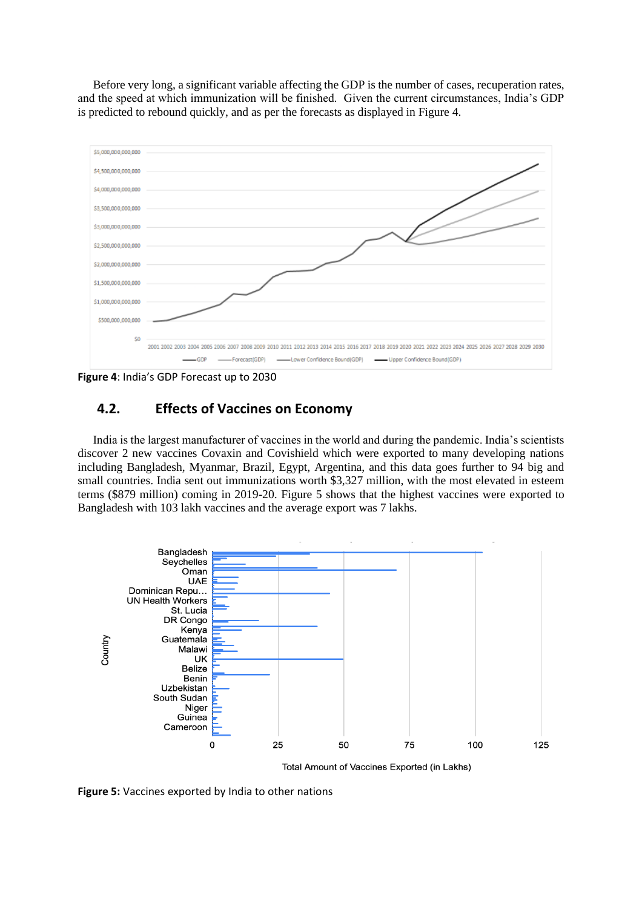Before very long, a significant variable affecting the GDP is the number of cases, recuperation rates, and the speed at which immunization will be finished. Given the current circumstances, India's GDP is predicted to rebound quickly, and as per the forecasts as displayed in Figure 4.

**Figure 4**: India's GDP Forecast up to 2030

## 4.2. Effects of Vaccines on Economy

India is the largest manufacturer of vaccines in the world and during the pandemic. India's scientists discover 2 new vaccines Covaxin and Covishield which were exported to many developing nations including Bangladesh, Myanmar, Brazil, Egypt, Argentina, and this data goes further to 94 big and small countries. India sent out immunizations worth $3,327 million, with the most elevated in esteem terms ($879 million) coming in 2019-20. Figure 5 shows that the highest vaccines were exported to Bangladesh with 103 lakh vaccines and the average export was 7 lakhs.

**Figure 5:** Vaccines exported by India to other nations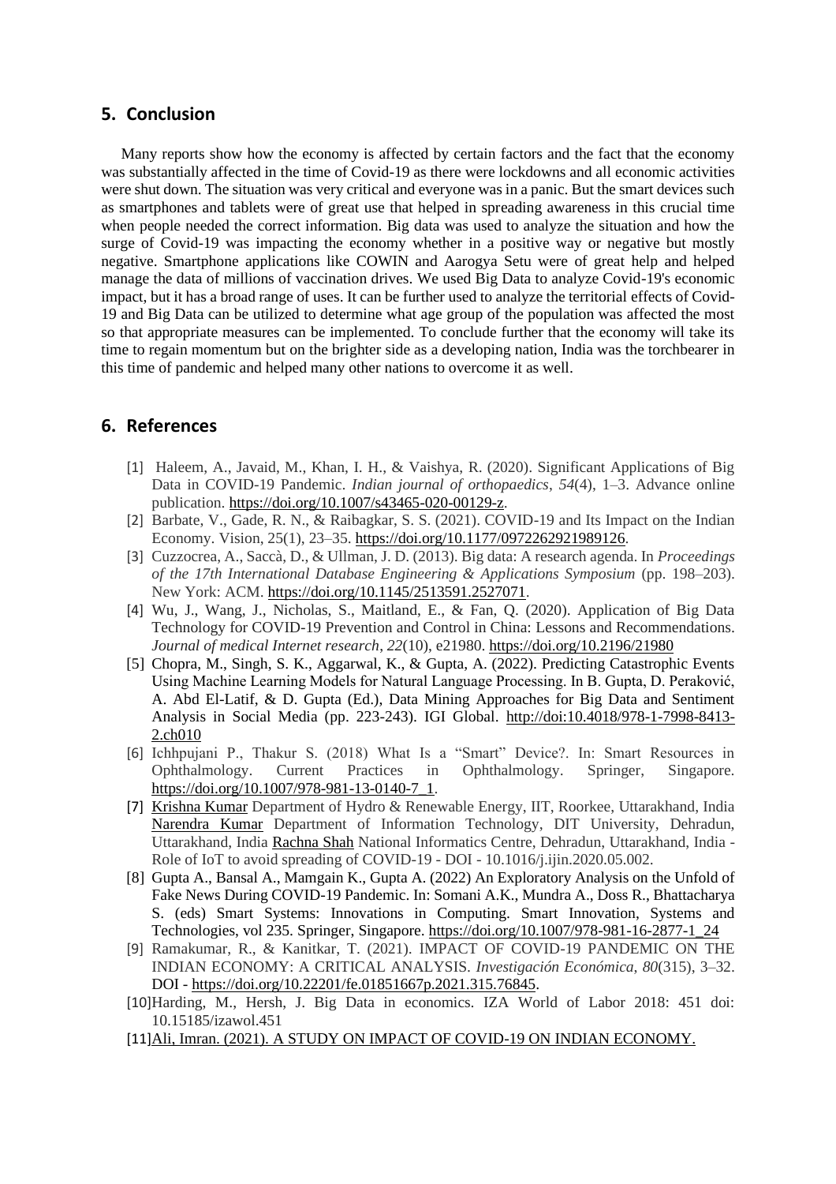## 5. Conclusion

Many reports show how the economy is affected by certain factors and the fact that the economy was substantially affected in the time of Covid-19 as there were lockdowns and all economic activities were shut down. The situation was very critical and everyone was in a panic. But the smart devices such as smartphones and tablets were of great use that helped in spreading awareness in this crucial time when people needed the correct information. Big data was used to analyze the situation and how the surge of Covid-19 was impacting the economy whether in a positive way or negative but mostly negative. Smartphone applications like COWIN and Aarogya Setu were of great help and helped manage the data of millions of vaccination drives. We used Big Data to analyze Covid-19's economic impact, but it has a broad range of uses. It can be further used to analyze the territorial effects of Covid-19 and Big Data can be utilized to determine what age group of the population was affected the most so that appropriate measures can be implemented. To conclude further that the economy will take its time to regain momentum but on the brighter side as a developing nation, India was the torchbearer in this time of pandemic and helped many other nations to overcome it as well.

## 6. References

[1] Haleem, A., Javaid, M., Khan, I. H., & Vaishya, R. (2020). Significant Applications of Big Data in COVID-19 Pandemic. *Indian journal of orthopaedics*, *54*(4), 1–3. Advance online publication. https://doi.org/10.1007/s43465-020-00129-z.

[2] Barbate, V., Gade, R. N., & Raibagkar, S. S. (2021). COVID-19 and Its Impact on the Indian Economy. Vision, 25(1), 23–35. https://doi.org/10.1177/0972262921989126.

[3] Cuzzocrea, A., Saccà, D., & Ullman, J. D. (2013). Big data: A research agenda. In *Proceedings of the 17th International Database Engineering & Applications Symposium* (pp. 198–203). New York: ACM. https://doi.org/10.1145/2513591.2527071.

[4] Wu, J., Wang, J., Nicholas, S., Maitland, E., & Fan, Q. (2020). Application of Big Data Technology for COVID-19 Prevention and Control in China: Lessons and Recommendations. *Journal of medical Internet research*, *22*(10), e21980. https://doi.org/10.2196/21980

[5] Chopra, M., Singh, S. K., Aggarwal, K., & Gupta, A. (2022). Predicting Catastrophic Events Using Machine Learning Models for Natural Language Processing. In B. Gupta, D. Peraković, A. Abd El-Latif, & D. Gupta (Ed.), Data Mining Approaches for Big Data and Sentiment Analysis in Social Media (pp. 223-243). IGI Global. http://doi:10.4018/978-1-7998-8413-2.ch010

[6] Ichhpujani P., Thakur S. (2018) What Is a "Smart" Device?. In: Smart Resources in Ophthalmology. Current Practices in Ophthalmology. Springer, Singapore. https://doi.org/10.1007/978-981-13-0140-7_1.

[7] Krishna Kumar Department of Hydro & Renewable Energy, IIT, Roorkee, Uttarakhand, India Narendra Kumar Department of Information Technology, DIT University, Dehradun, Uttarakhand, India Rachna Shah National Informatics Centre, Dehradun, Uttarakhand, India - Role of IoT to avoid spreading of COVID-19 - DOI - 10.1016/j.ijin.2020.05.002.

[8] Gupta A., Bansal A., Mamgain K., Gupta A. (2022) An Exploratory Analysis on the Unfold of Fake News During COVID-19 Pandemic. In: Somani A.K., Mundra A., Doss R., Bhattacharya S. (eds) Smart Systems: Innovations in Computing. Smart Innovation, Systems and Technologies, vol 235. Springer, Singapore. https://doi.org/10.1007/978-981-16-2877-1_24

[9] Ramakumar, R., & Kanitkar, T. (2021). IMPACT OF COVID-19 PANDEMIC ON THE INDIAN ECONOMY: A CRITICAL ANALYSIS. *Investigación Económica*, *80*(315), 3–32. DOI - https://doi.org/10.22201/fe.01851667p.2021.315.76845.

[10] Harding, M., Hersh, J. Big Data in economics. IZA World of Labor 2018: 451 doi: 10.15185/izawol.451

[11] Ali, Imran. (2021). A STUDY ON IMPACT OF COVID-19 ON INDIAN ECONOMY.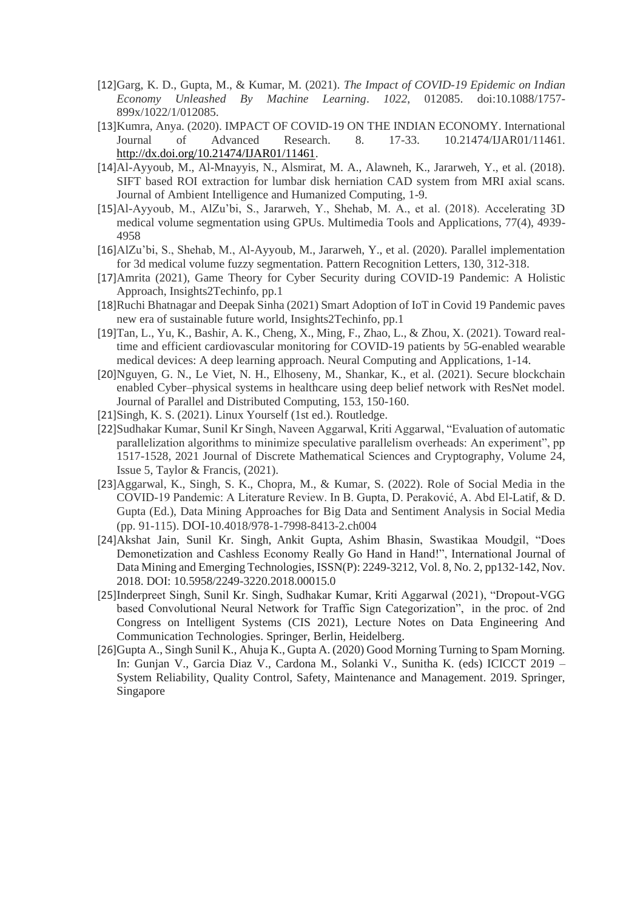[12]Garg, K. D., Gupta, M., & Kumar, M. (2021). *The Impact of COVID-19 Epidemic on Indian Economy Unleashed By Machine Learning*. *1022*, 012085. doi:10.1088/1757-899x/1022/1/012085.

[13]Kumra, Anya. (2020). IMPACT OF COVID-19 ON THE INDIAN ECONOMY. International Journal of Advanced Research. 8. 17-33. 10.21474/IJAR01/11461. http://dx.doi.org/10.21474/IJAR01/11461.

[14]Al-Ayyoub, M., Al-Mnayyis, N., Alsmirat, M. A., Alawneh, K., Jararweh, Y., et al. (2018). SIFT based ROI extraction for lumbar disk herniation CAD system from MRI axial scans. Journal of Ambient Intelligence and Humanized Computing, 1-9.

[15]Al-Ayyoub, M., AlZu'bi, S., Jararweh, Y., Shehab, M. A., et al. (2018). Accelerating 3D medical volume segmentation using GPUs. Multimedia Tools and Applications, 77(4), 4939-4958

[16]AlZu'bi, S., Shehab, M., Al-Ayyoub, M., Jararweh, Y., et al. (2020). Parallel implementation for 3d medical volume fuzzy segmentation. Pattern Recognition Letters, 130, 312-318.

[17]Amrita (2021), Game Theory for Cyber Security during COVID-19 Pandemic: A Holistic Approach, Insights2Techinfo, pp.1

[18]Ruchi Bhatnagar and Deepak Sinha (2021) Smart Adoption of IoT in Covid 19 Pandemic paves new era of sustainable future world, Insights2Techinfo, pp.1

[19]Tan, L., Yu, K., Bashir, A. K., Cheng, X., Ming, F., Zhao, L., & Zhou, X. (2021). Toward real-time and efficient cardiovascular monitoring for COVID-19 patients by 5G-enabled wearable medical devices: A deep learning approach. Neural Computing and Applications, 1-14.

[20]Nguyen, G. N., Le Viet, N. H., Elhoseny, M., Shankar, K., et al. (2021). Secure blockchain enabled Cyber–physical systems in healthcare using deep belief network with ResNet model. Journal of Parallel and Distributed Computing, 153, 150-160.

[21]Singh, K. S. (2021). Linux Yourself (1st ed.). Routledge.

[22]Sudhakar Kumar, Sunil Kr Singh, Naveen Aggarwal, Kriti Aggarwal, "Evaluation of automatic parallelization algorithms to minimize speculative parallelism overheads: An experiment", pp 1517-1528, 2021 Journal of Discrete Mathematical Sciences and Cryptography, Volume 24, Issue 5, Taylor & Francis, (2021).

[23]Aggarwal, K., Singh, S. K., Chopra, M., & Kumar, S. (2022). Role of Social Media in the COVID-19 Pandemic: A Literature Review. In B. Gupta, D. Peraković, A. Abd El-Latif, & D. Gupta (Ed.), Data Mining Approaches for Big Data and Sentiment Analysis in Social Media (pp. 91-115). DOI-10.4018/978-1-7998-8413-2.ch004

[24]Akshat Jain, Sunil Kr. Singh, Ankit Gupta, Ashim Bhasin, Swastikaa Moudgil, "Does Demonetization and Cashless Economy Really Go Hand in Hand!", International Journal of Data Mining and Emerging Technologies, ISSN(P): 2249-3212, Vol. 8, No. 2, pp132-142, Nov. 2018. DOI: 10.5958/2249-3220.2018.00015.0

[25]Inderpreet Singh, Sunil Kr. Singh, Sudhakar Kumar, Kriti Aggarwal (2021), "Dropout-VGG based Convolutional Neural Network for Traffic Sign Categorization", in the proc. of 2nd Congress on Intelligent Systems (CIS 2021), Lecture Notes on Data Engineering And Communication Technologies. Springer, Berlin, Heidelberg.

[26]Gupta A., Singh Sunil K., Ahuja K., Gupta A. (2020) Good Morning Turning to Spam Morning. In: Gunjan V., Garcia Diaz V., Cardona M., Solanki V., Sunitha K. (eds) ICICCT 2019 – System Reliability, Quality Control, Safety, Maintenance and Management. 2019. Springer, Singapore